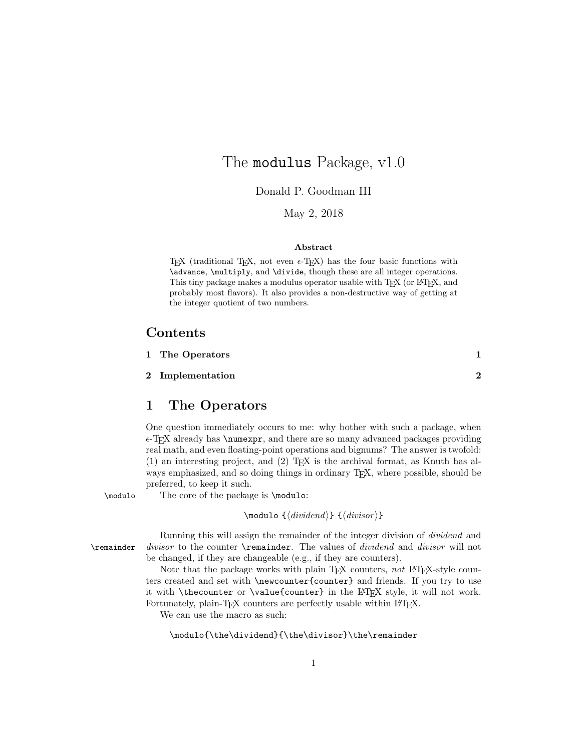# The `modulus` Package, v1.0

Donald P. Goodman III

May 2, 2018

**Abstract**

TeX (traditional TeX, not even $\epsilon$-TeX) has the four basic functions with `\advance`, `\multiply`, and `\divide`, though these are all integer operations. This tiny package makes a modulus operator usable with TeX (or LaTeX, and probably most flavors). It also provides a non-destructive way of getting at the integer quotient of two numbers.

## Contents

1 The Operators 1

2 Implementation 2

## 1 The Operators

One question immediately occurs to me: why bother with such a package, when $\epsilon$-TeX already has `\numexpr`, and there are so many advanced packages providing real math, and even floating-point operations and bignums? The answer is twofold: (1) an interesting project, and (2) TeX is the archival format, as Knuth has always emphasized, and so doing things in ordinary TeX, where possible, should be preferred, to keep it such.

`\modulo` The core of the package is `\modulo`:

`\modulo` {⟨*dividend*⟩} {⟨*divisor*⟩}

`\remainder` Running this will assign the remainder of the integer division of *dividend* and *divisor* to the counter `\remainder`. The values of *dividend* and *divisor* will not be changed, if they are changeable (e.g., if they are counters).

Note that the package works with plain TeX counters, *not* LaTeX-style counters created and set with `\newcounter{counter}` and friends. If you try to use it with `\thecounter` or `\value{counter}` in the LaTeX style, it will not work. Fortunately, plain-TeX counters are perfectly usable within LaTeX.

We can use the macro as such:

```
\modulo{\the\dividend}{\the\divisor}\the\remainder
```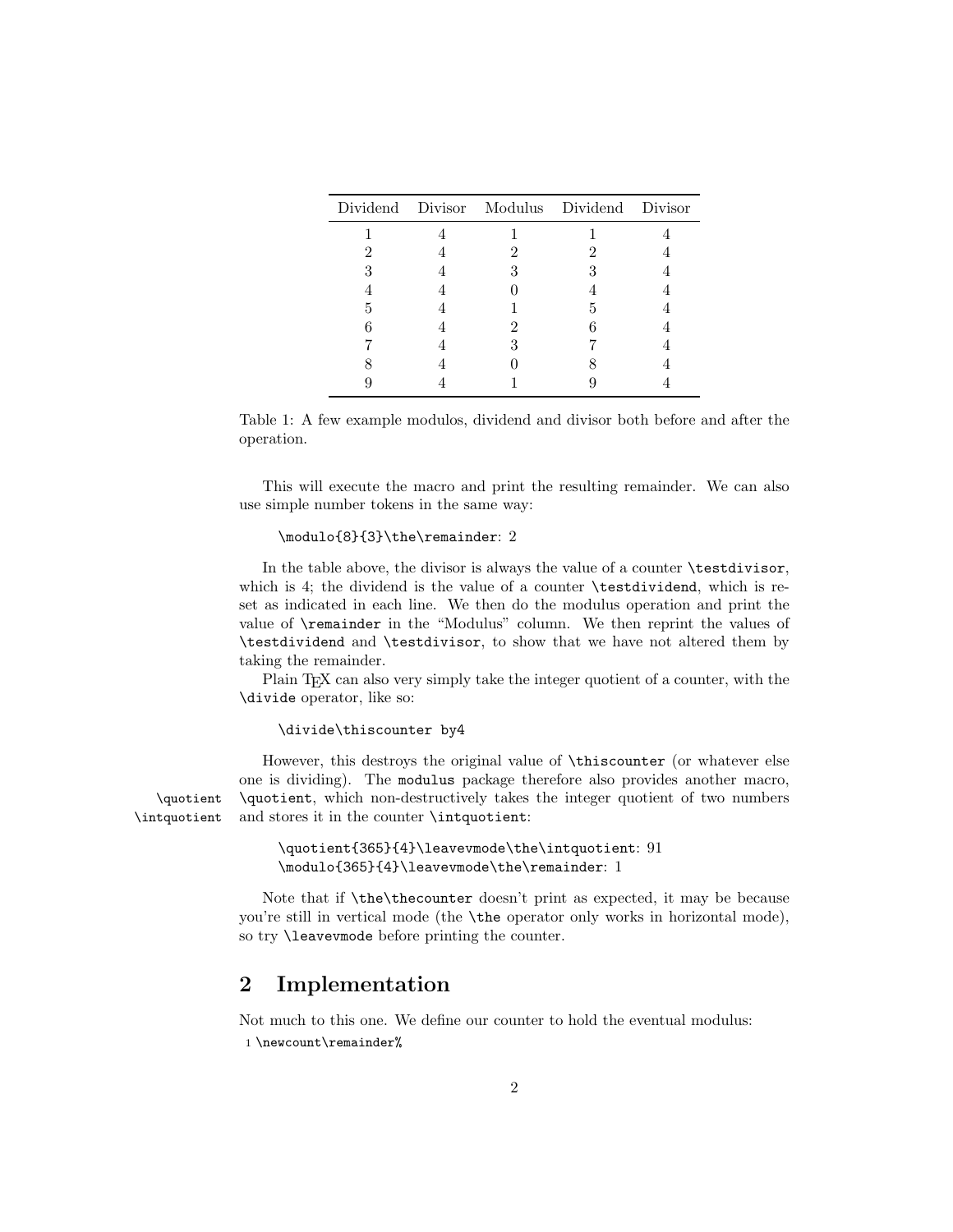| Dividend | Divisor | Modulus | Dividend | Divisor |
|---|---|---|---|---|
| 1 | 4 | 1 | 1 | 4 |
| 2 | 4 | 2 | 2 | 4 |
| 3 | 4 | 3 | 3 | 4 |
| 4 | 4 | 0 | 4 | 4 |
| 5 | 4 | 1 | 5 | 4 |
| 6 | 4 | 2 | 6 | 4 |
| 7 | 4 | 3 | 7 | 4 |
| 8 | 4 | 0 | 8 | 4 |
| 9 | 4 | 1 | 9 | 4 |

Table 1: A few example modulos, dividend and divisor both before and after the operation.

This will execute the macro and print the resulting remainder. We can also use simple number tokens in the same way:

`\modulo{8}{3}\the\remainder`: 2

In the table above, the divisor is always the value of a counter `\testdivisor`, which is 4; the dividend is the value of a counter `\testdividend`, which is reset as indicated in each line. We then do the modulus operation and print the value of `\remainder` in the "Modulus" column. We then reprint the values of `\testdividend` and `\testdivisor`, to show that we have not altered them by taking the remainder.

Plain TeX can also very simply take the integer quotient of a counter, with the `\divide` operator, like so:

```
\divide\thiscounter by4
```

However, this destroys the original value of `\thiscounter` (or whatever else one is dividing). The `modulus` package therefore also provides another macro, `\quotient`, which non-destructively takes the integer quotient of two numbers and stores it in the counter `\intquotient`:

`\quotient{365}{4}\leavevmode\the\intquotient`: 91
`\modulo{365}{4}\leavevmode\the\remainder`: 1

Note that if `\the\thecounter` doesn't print as expected, it may be because you're still in vertical mode (the `\the` operator only works in horizontal mode), so try `\leavevmode` before printing the counter.

## 2 Implementation

Not much to this one. We define our counter to hold the eventual modulus:

```
1 \newcount\remainder%
```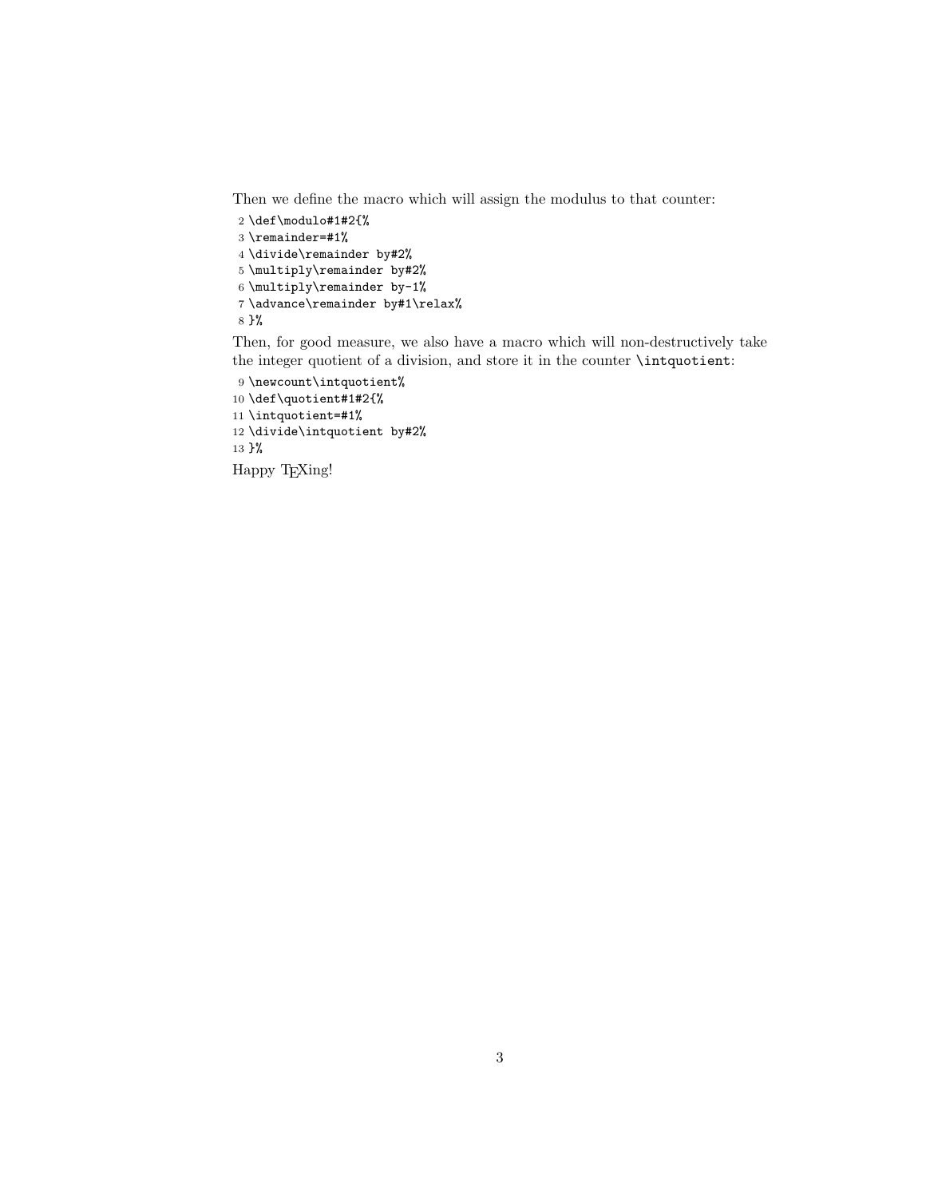Then we define the macro which will assign the modulus to that counter:

```
2 \def\modulo#1#2{%
3 \remainder=#1%
4 \divide\remainder by#2%
5 \multiply\remainder by#2%
6 \multiply\remainder by-1%
7 \advance\remainder by#1\relax%
8 }%
```

Then, for good measure, we also have a macro which will non-destructively take the integer quotient of a division, and store it in the counter `\intquotient`:

```
9 \newcount\intquotient%
10 \def\quotient#1#2{%
11 \intquotient=#1%
12 \divide\intquotient by#2%
13 }%
```

Happy TEXing!